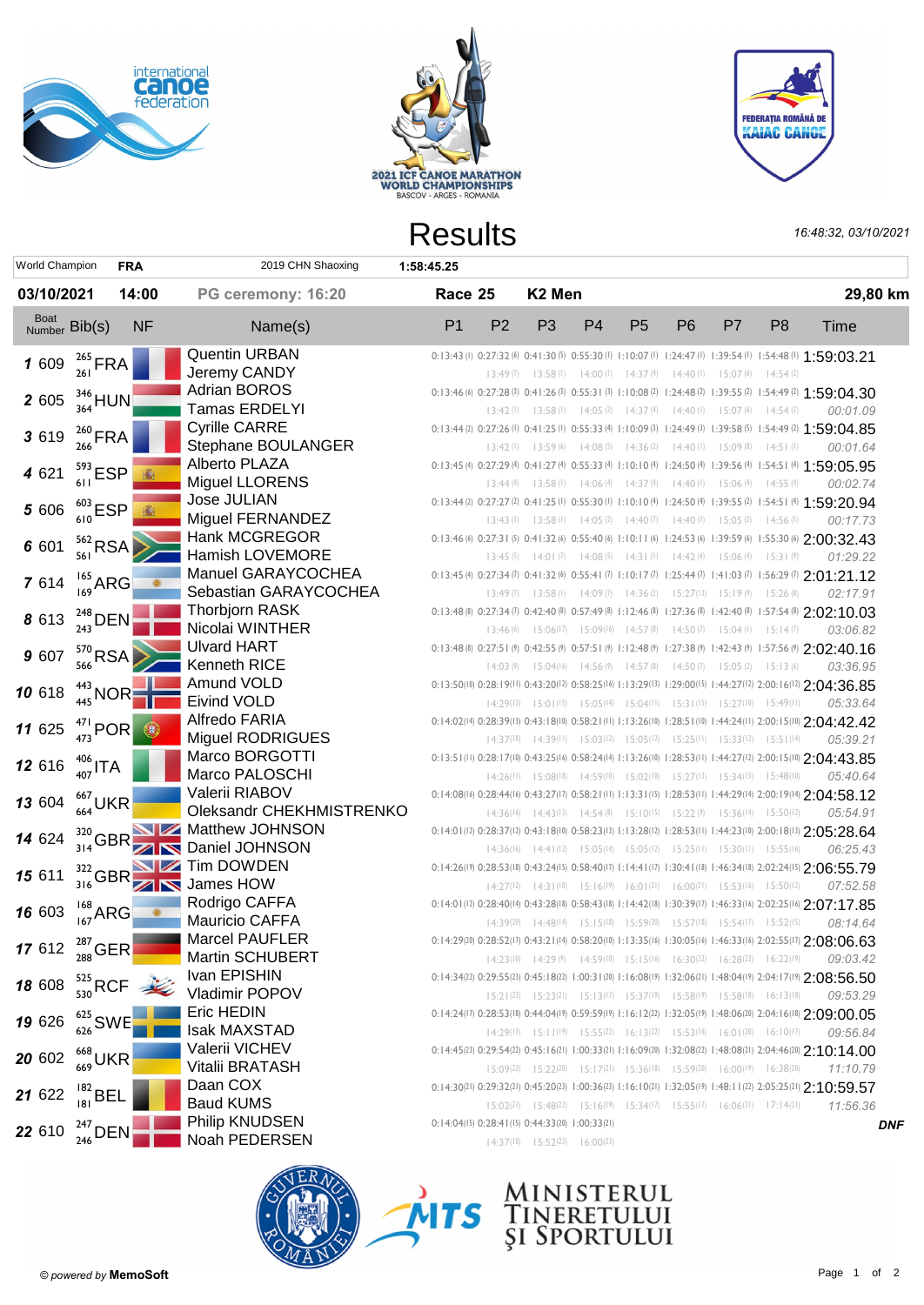# Results

16:48:32, 03/10/2021

| World Champion | FRA | 2019 CHN Shaoxing | 1:58:45.25 |
|---|---|---|---|

**03/10/2021 14:00** PG ceremony: 16:20 **Race 25** **K2 Men** **29,80 km**

| Boat Number | Bib(s) | NF | Name(s) | P1 | P2 | P3 | P4 | P5 | P6 | P7 | P8 | Time |
|---|---|---|---|---|---|---|---|---|---|---|---|---|
| 1 609 | 265 261 | FRA | Quentin URBAN Jeremy CANDY | 0:13:43 (1) | 0:27:32 (6) 13:49 (7) | 0:41:30 (5) 13:58 (1) | 0:55:30 (1) 14:00 (1) | 1:10:07 (1) 14:37 (4) | 1:24:47 (1) 14:40 (1) | 1:39:54 (1) 15:07 (6) | 1:54:48 (1) 14:54 (2) | 1:59:03.21 |
| 2 605 | 346 364 | HUN | Adrian BOROS Tamas ERDELYI | 0:13:46 (6) | 0:27:28 (3) 13:42 (1) | 0:41:26 (3) 13:58 (1) | 0:55:31 (3) 14:05 (2) | 1:10:08 (2) 14:37 (4) | 1:24:48 (2) 14:40 (1) | 1:39:55 (2) 15:07 (6) | 1:54:49 (2) 14:54 (2) | 1:59:04.30 00:01.09 |
| 3 619 | 260 266 | FRA | Cyrille CARRE Stephane BOULANGER | 0:13:44 (2) | 0:27:26 (1) 13:42 (1) | 0:41:25 (1) 13:59 (6) | 0:55:33 (4) 14:08 (5) | 1:10:09 (3) 14:36 (2) | 1:24:49 (3) 14:40 (1) | 1:39:58 (5) 15:09 (8) | 1:54:49 (2) 14:51 (1) | 1:59:04.85 00:01.64 |
| 4 621 | 593 611 | ESP | Alberto PLAZA Miguel LLORENS | 0:13:45 (4) | 0:27:29 (4) 13:44 (4) | 0:41:27 (4) 13:58 (1) | 0:55:33 (4) 14:06 (4) | 1:10:10 (4) 14:37 (4) | 1:24:50 (4) 14:40 (1) | 1:39:56 (4) 15:06 (4) | 1:54:51 (4) 14:55 (4) | 1:59:05.95 00:02.74 |
| 5 606 | 603 610 | ESP | Jose JULIAN Miguel FERNANDEZ | 0:13:44 (2) | 0:27:27 (2) 13:43 (3) | 0:41:25 (1) 13:58 (1) | 0:55:30 (1) 14:05 (2) | 1:10:10 (4) 14:40 (7) | 1:24:50 (4) 14:40 (1) | 1:39:55 (2) 15:05 (2) | 1:54:51 (4) 14:56 (5) | 1:59:20.94 00:17.73 |
| 6 601 | 562 561 | RSA | Hank MCGREGOR Hamish LOVEMORE | 0:13:46 (6) | 0:27:31 (5) 13:45 (5) | 0:41:32 (6) 14:01 (7) | 0:55:40 (6) 14:08 (5) | 1:10:11 (6) 14:31 (1) | 1:24:53 (6) 14:42 (6) | 1:39:59 (6) 15:06 (4) | 1:55:30 (6) 15:31 (9) | 2:00:32.43 01:29.22 |
| 7 614 | 165 169 | ARG | Manuel GARAYCOCHEA Sebastian GARAYCOCHEA | 0:13:45 (4) | 0:27:34 (7) 13:49 (7) | 0:41:32 (6) 13:58 (1) | 0:55:41 (7) 14:09 (7) | 1:10:17 (7) 14:36 (2) | 1:25:44 (7) 15:27 (13) | 1:41:03 (7) 15:19 (9) | 1:56:29 (7) 15:26 (8) | 2:01:21.12 02:17.91 |
| 8 613 | 248 243 | DEN | Thorbjorn RASK Nicolai WINTHER | 0:13:48 (8) | 0:27:34 (7) 13:46 (6) | 0:42:40 (8) 15:06 (17) | 0:57:49 (8) 15:09 (16) | 1:12:46 (8) 14:57 (8) | 1:27:36 (8) 14:50 (7) | 1:42:40 (8) 15:04 (1) | 1:57:54 (8) 15:14 (7) | 2:02:10.03 03:06.82 |
| 9 607 | 570 566 | RSA | Ulvard HART Kenneth RICE | 0:13:48 (8) | 0:27:51 (9) 14:03 (9) | 0:42:55 (9) 15:04 (16) | 0:57:51 (9) 14:56 (8) | 1:12:48 (9) 14:57 (8) | 1:27:38 (9) 14:50 (7) | 1:42:43 (9) 15:05 (2) | 1:57:56 (9) 15:13 (6) | 2:02:40.16 03:36.95 |
| 10 618 | 443 445 | NOR | Amund VOLD Eivind VOLD | 0:13:50 (10) | 0:28:19 (11) 14:29 (13) | 0:43:20 (12) 15:01 (15) | 0:58:25 (16) 15:05 (14) | 1:13:29 (13) 15:04 (11) | 1:29:00 (15) 15:31 (15) | 1:44:27 (12) 15:27 (10) | 2:00:16 (12) 15:49 (11) | 2:04:36.85 05:33.64 |
| 11 625 | 471 473 | POR | Alfredo FARIA Miguel RODRIGUES | 0:14:02 (14) | 0:28:39 (13) 14:37 (18) | 0:43:18 (10) 14:39 (11) | 0:58:21 (11) 15:03 (12) | 1:13:26 (10) 15:05 (12) | 1:28:51 (10) 15:25 (11) | 1:44:24 (11) 15:33 (12) | 2:00:15 (10) 15:51 (14) | 2:04:42.42 05:39.21 |
| 12 616 | 406 407 | ITA | Marco BORGOTTI Marco PALOSCHI | 0:13:51 (11) | 0:28:17 (10) 14:26 (11) | 0:43:25 (16) 15:08 (18) | 0:58:24 (14) 14:59 (10) | 1:13:26 (10) 15:02 (10) | 1:28:53 (11) 15:27 (13) | 1:44:27 (12) 15:34 (13) | 2:00:15 (10) 15:48 (10) | 2:04:43.85 05:40.64 |
| 13 604 | 667 664 | UKR | Valerii RIABOV Oleksandr CHEKHMISTRENKO | 0:14:08 (16) | 0:28:44 (16) 14:36 (16) | 0:43:27 (17) 14:43 (13) | 0:58:21 (11) 14:54 (6) | 1:13:31 (15) 15:10 (15) | 1:28:53 (11) 15:22 (9) | 1:44:29 (14) 15:36 (14) | 2:00:19 (14) 15:50 (12) | 2:04:58.12 05:54.91 |
| 14 624 | 320 314 | GBR | Matthew JOHNSON Daniel JOHNSON | 0:14:01 (12) | 0:28:37 (12) 14:36 (16) | 0:43:18 (10) 14:41 (12) | 0:58:23 (13) 15:05 (14) | 1:13:28 (12) 15:05 (12) | 1:28:53 (11) 15:25 (11) | 1:44:23 (10) 15:30 (11) | 2:00:18 (13) 15:55 (16) | 2:05:28.64 06:25.43 |
| 15 611 | 322 316 | GBR | Tim DOWDEN James HOW | 0:14:26 (19) | 0:28:53 (18) 14:27 (12) | 0:43:24 (15) 14:31 (10) | 0:58:40 (17) 15:16 (19) | 1:14:41 (17) 16:01 (21) | 1:30:41 (18) 16:00 (21) | 1:46:34 (18) 15:53 (16) | 2:02:24 (15) 15:50 (12) | 2:06:55.79 07:52.58 |
| 16 603 | 168 167 | ARG | Rodrigo CAFFA Mauricio CAFFA | 0:14:01 (12) | 0:28:40 (14) 14:39 (20) | 0:43:28 (18) 14:48 (14) | 0:58:43 (18) 15:15 (18) | 1:14:42 (18) 15:59 (20) | 1:30:39 (17) 15:57 (18) | 1:46:33 (16) 15:54 (17) | 2:02:25 (16) 15:52 (15) | 2:07:17.85 08:14.64 |
| 17 612 | 287 288 | GER | Marcel PAUFLER Martin SCHUBERT | 0:14:29 (20) | 0:28:52 (17) 14:23 (10) | 0:43:21 (14) 14:29 (9) | 0:58:20 (10) 14:59 (10) | 1:13:35 (16) 15:15 (16) | 1:30:05 (16) 16:30 (22) | 1:46:33 (16) 16:28 (22) | 2:02:55 (17) 16:22 (19) | 2:08:06.63 09:03.42 |
| 18 608 | 525 530 | RCF | Ivan EPISHIN Vladimir POPOV | 0:14:34 (22) | 0:29:55 (23) 15:21 (23) | 0:45:18 (22) 15:23 (21) | 1:00:31 (20) 15:13 (17) | 1:16:08 (19) 15:37 (19) | 1:32:06 (21) 15:58 (19) | 1:48:04 (19) 15:58 (18) | 2:04:17 (19) 16:13 (18) | 2:08:56.50 09:53.29 |
| 19 626 | 625 626 | SWE | Eric HEDIN Isak MAXSTAD | 0:14:24 (17) | 0:28:53 (18) 14:29 (13) | 0:44:04 (19) 15:11 (19) | 0:59:59 (19) 15:55 (22) | 1:16:12 (22) 16:13 (22) | 1:32:05 (19) 15:53 (16) | 1:48:06 (20) 16:01 (20) | 2:04:16 (18) 16:10 (17) | 2:09:00.05 09:56.84 |
| 20 602 | 668 669 | UKR | Valerii VICHEV Vitalii BRATASH | 0:14:45 (23) | 0:29:54 (22) 15:09 (22) | 0:45:16 (21) 15:22 (20) | 1:00:33 (21) 15:17 (21) | 1:16:09 (20) 15:36 (18) | 1:32:08 (22) 15:59 (20) | 1:48:08 (21) 16:00 (19) | 2:04:46 (20) 16:38 (20) | 2:10:14.00 11:10.79 |
| 21 622 | 182 181 | BEL | Daan COX Baud KUMS | 0:14:30 (21) | 0:29:32 (21) 15:02 (21) | 0:45:20 (23) 15:48 (22) | 1:00:36 (23) 15:16 (19) | 1:16:10 (21) 15:34 (17) | 1:32:05 (19) 15:55 (17) | 1:48:11 (22) 16:06 (21) | 2:05:25 (21) 17:14 (21) | 2:10:59.57 11:56.36 |
| 22 610 | 247 246 | DEN | Philip KNUDSEN Noah PEDERSEN | 0:14:04 (15) | 0:28:41 (15) 14:37 (18) | 0:44:33 (20) 15:52 (23) | 1:00:33 (21) 16:00 (23) | | | | | DNF |

© powered by MemoSoft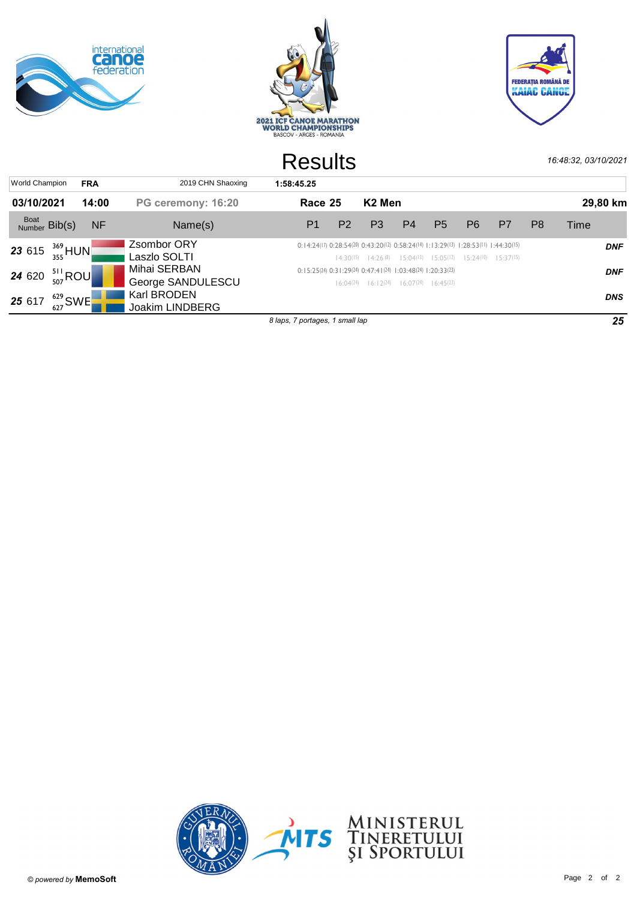2021 ICF CANOE MARATHON WORLD CHAMPIONSHIPS
BASCOV - ARGES - ROMANIA

# Results

*16:48:32, 03/10/2021*

| World Champion | FRA | 2019 CHN Shaoxing | 1:58:45.25 |
|---|---|---|---|

**03/10/2021** **14:00** PG ceremony: 16:20 **Race 25** **K2 Men** **29,80 km**

| Boat Number | Bib(s) | NF | Name(s) | P1 | P2 | P3 | P4 | P5 | P6 | P7 | P8 | Time |
|---|---|---|---|---|---|---|---|---|---|---|---|---|
| **23** 615 | 369 355 | HUN | Zsombor ORY Laszlo SOLTI | 0:14:24(17) | 0:28:54(20) 14:30(15) | 0:43:20(12) 14:26 (8) | 0:58:24(14) 15:04(13) | 1:13:29(13) 15:05(12) | 1:28:53(11) 15:24(10) | 1:44:30(15) 15:37(15) | | ***DNF*** |
| **24** 620 | 511 507 | ROU | Mihai SERBAN George SANDULESCU | 0:15:25(24) | 0:31:29(24) 16:04(24) | 0:47:41(24) 16:12(24) | 1:03:48(24) 16:07(24) | 1:20:33(23) 16:45(23) | | | | ***DNF*** |
| **25** 617 | 629 627 | SWE | Karl BRODEN Joakim LINDBERG | | | | | | | | | ***DNS*** |

*8 laps, 7 portages, 1 small lap* ***25***

© *powered by* **MemoSoft**